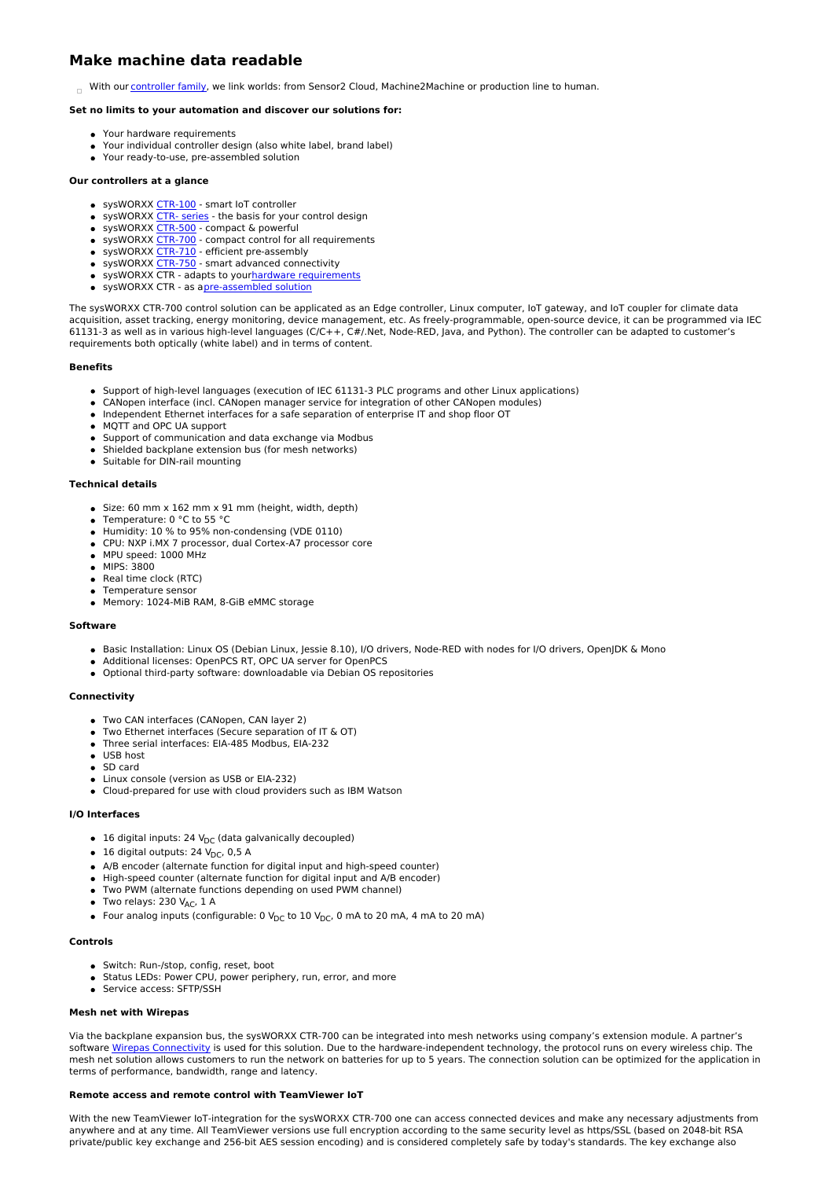# Make machine data readable

With our controller family, we link worlds: from Sensor2 Cloud, Machine2Machine or production line to human.

**Set no limits to your automation and discover our solutions for:**

- Your hardware requirements
- Your individual controller design (also white label, brand label)
- Your ready-to-use, pre-assembled solution

**Our controllers at a glance**

- sysWORXX CTR-100 - smart IoT controller
- sysWORXX CTR- series - the basis for your control design
- sysWORXX CTR-500 - compact & powerful
- sysWORXX CTR-700 - compact control for all requirements
- sysWORXX CTR-710 - efficient pre-assembly
- sysWORXX CTR-750 - smart advanced connectivity
- sysWORXX CTR - adapts to yourhardware requirements
- sysWORXX CTR - as apre-assembled solution

The sysWORXX CTR-700 control solution can be applicated as an Edge controller, Linux computer, IoT gateway, and IoT coupler for climate data acquisition, asset tracking, energy monitoring, device management, etc. As freely-programmable, open-source device, it can be programmed via IEC 61131-3 as well as in various high-level languages (C/C++, C#/.Net, Node-RED, Java, and Python). The controller can be adapted to customer's requirements both optically (white label) and in terms of content.

**Benefits**

- Support of high-level languages (execution of IEC 61131-3 PLC programs and other Linux applications)
- CANopen interface (incl. CANopen manager service for integration of other CANopen modules)
- Independent Ethernet interfaces for a safe separation of enterprise IT and shop floor OT
- MQTT and OPC UA support
- Support of communication and data exchange via Modbus
- Shielded backplane extension bus (for mesh networks)
- Suitable for DIN-rail mounting

**Technical details**

- Size: 60 mm x 162 mm x 91 mm (height, width, depth)
- Temperature: 0 °C to 55 °C
- Humidity: 10 % to 95% non-condensing (VDE 0110)
- CPU: NXP i.MX 7 processor, dual Cortex-A7 processor core
- MPU speed: 1000 MHz
- MIPS: 3800
- Real time clock (RTC)
- Temperature sensor
- Memory: 1024-MiB RAM, 8-GiB eMMC storage

**Software**

- Basic Installation: Linux OS (Debian Linux, Jessie 8.10), I/O drivers, Node-RED with nodes for I/O drivers, OpenJDK & Mono
- Additional licenses: OpenPCS RT, OPC UA server for OpenPCS
- Optional third-party software: downloadable via Debian OS repositories

**Connectivity**

- Two CAN interfaces (CANopen, CAN layer 2)
- Two Ethernet interfaces (Secure separation of IT & OT)
- Three serial interfaces: EIA-485 Modbus, EIA-232
- USB host
- SD card
- Linux console (version as USB or EIA-232)
- Cloud-prepared for use with cloud providers such as IBM Watson

**I/O Interfaces**

- 16 digital inputs: 24 $V_{DC}$ (data galvanically decoupled)
- 16 digital outputs: 24 $V_{DC}$, 0,5 A
- A/B encoder (alternate function for digital input and high-speed counter)
- High-speed counter (alternate function for digital input and A/B encoder)
- Two PWM (alternate functions depending on used PWM channel)
- Two relays: 230 $V_{AC}$, 1 A
- Four analog inputs (configurable: 0 $V_{DC}$ to 10 $V_{DC}$, 0 mA to 20 mA, 4 mA to 20 mA)

**Controls**

- Switch: Run-/stop, config, reset, boot
- Status LEDs: Power CPU, power periphery, run, error, and more
- Service access: SFTP/SSH

**Mesh net with Wirepas**

Via the backplane expansion bus, the sysWORXX CTR-700 can be integrated into mesh networks using company's extension module. A partner's software Wirepas Connectivity is used for this solution. Due to the hardware-independent technology, the protocol runs on every wireless chip. The mesh net solution allows customers to run the network on batteries for up to 5 years. The connection solution can be optimized for the application in terms of performance, bandwidth, range and latency.

**Remote access and remote control with TeamViewer IoT**

With the new TeamViewer IoT-integration for the sysWORXX CTR-700 one can access connected devices and make any necessary adjustments from anywhere and at any time. All TeamViewer versions use full encryption according to the same security level as https/SSL (based on 2048-bit RSA private/public key exchange and 256-bit AES session encoding) and is considered completely safe by today's standards. The key exchange also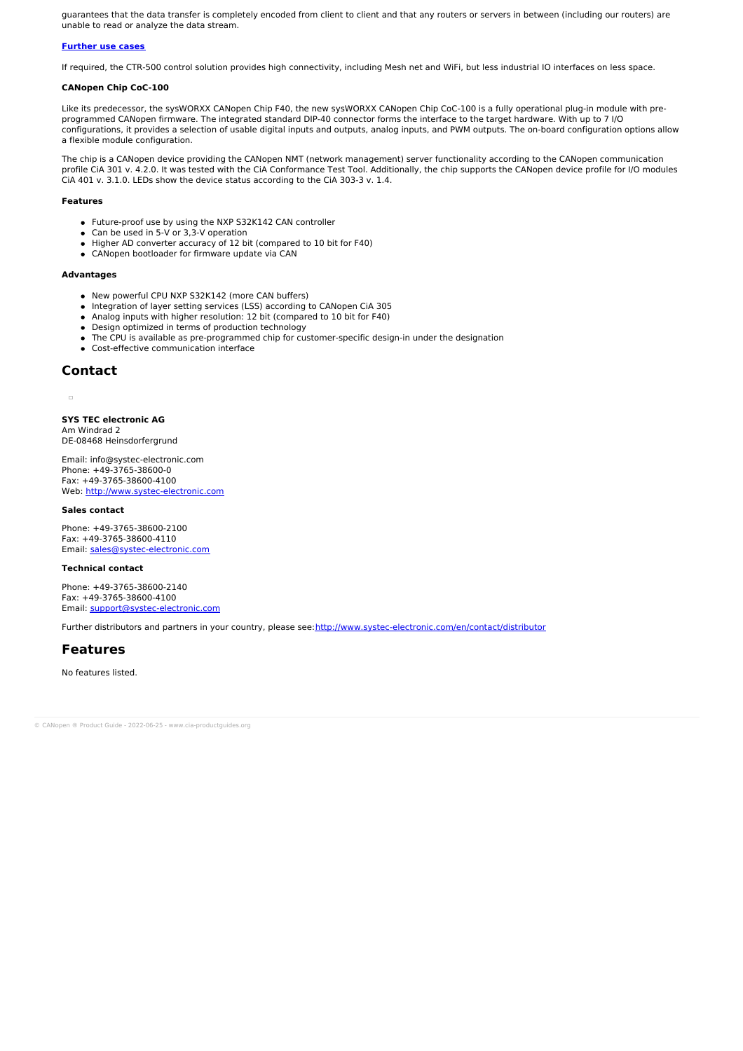guarantees that the data transfer is completely encoded from client to client and that any routers or servers in between (including our routers) are unable to read or analyze the data stream.

**Further use cases**

If required, the CTR-500 control solution provides high connectivity, including Mesh net and WiFi, but less industrial IO interfaces on less space.

**CANopen Chip CoC-100**

Like its predecessor, the sysWORXX CANopen Chip F40, the new sysWORXX CANopen Chip CoC-100 is a fully operational plug-in module with pre-programmed CANopen firmware. The integrated standard DIP-40 connector forms the interface to the target hardware. With up to 7 I/O configurations, it provides a selection of usable digital inputs and outputs, analog inputs, and PWM outputs. The on-board configuration options allow a flexible module configuration.

The chip is a CANopen device providing the CANopen NMT (network management) server functionality according to the CANopen communication profile CiA 301 v. 4.2.0. It was tested with the CiA Conformance Test Tool. Additionally, the chip supports the CANopen device profile for I/O modules CiA 401 v. 3.1.0. LEDs show the device status according to the CiA 303-3 v. 1.4.

**Features**

- Future-proof use by using the NXP S32K142 CAN controller
- Can be used in 5-V or 3,3-V operation
- Higher AD converter accuracy of 12 bit (compared to 10 bit for F40)
- CANopen bootloader for firmware update via CAN

**Advantages**

- New powerful CPU NXP S32K142 (more CAN buffers)
- Integration of layer setting services (LSS) according to CANopen CiA 305
- Analog inputs with higher resolution: 12 bit (compared to 10 bit for F40)
- Design optimized in terms of production technology
- The CPU is available as pre-programmed chip for customer-specific design-in under the designation
- Cost-effective communication interface

## Contact

**SYS TEC electronic AG**
Am Windrad 2
DE-08468 Heinsdorfergrund

Email: info@systec-electronic.com
Phone: +49-3765-38600-0
Fax: +49-3765-38600-4100
Web: http://www.systec-electronic.com

**Sales contact**

Phone: +49-3765-38600-2100
Fax: +49-3765-38600-4110
Email: sales@systec-electronic.com

**Technical contact**

Phone: +49-3765-38600-2140
Fax: +49-3765-38600-4100
Email: support@systec-electronic.com

Further distributors and partners in your country, please see:http://www.systec-electronic.com/en/contact/distributor

## Features

No features listed.